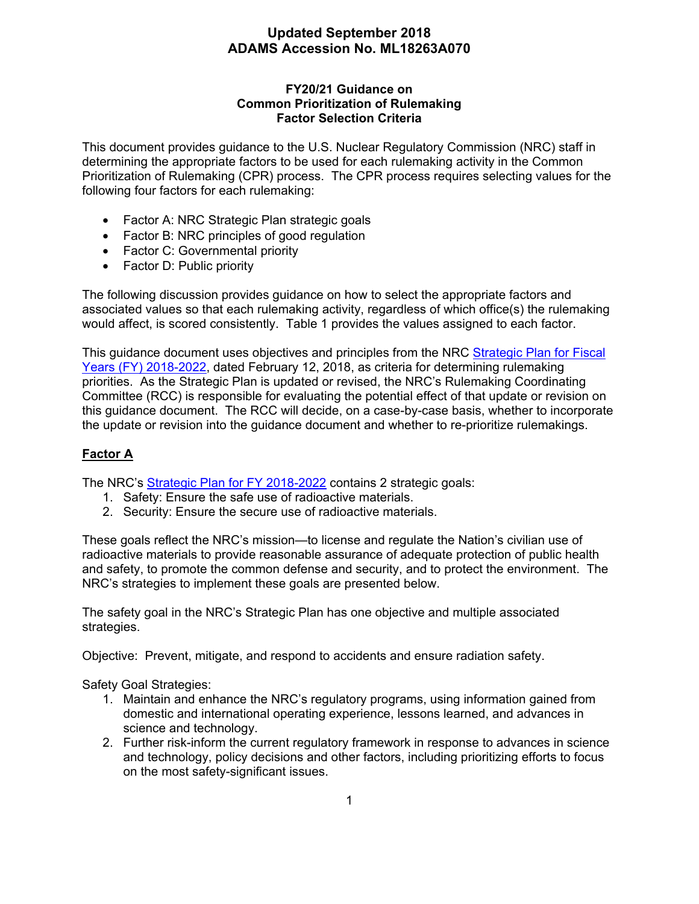**Updated September 2018**
**ADAMS Accession No. ML18263A070**

# FY20/21 Guidance on Common Prioritization of Rulemaking Factor Selection Criteria

This document provides guidance to the U.S. Nuclear Regulatory Commission (NRC) staff in determining the appropriate factors to be used for each rulemaking activity in the Common Prioritization of Rulemaking (CPR) process. The CPR process requires selecting values for the following four factors for each rulemaking:

- Factor A: NRC Strategic Plan strategic goals
- Factor B: NRC principles of good regulation
- Factor C: Governmental priority
- Factor D: Public priority

The following discussion provides guidance on how to select the appropriate factors and associated values so that each rulemaking activity, regardless of which office(s) the rulemaking would affect, is scored consistently. Table 1 provides the values assigned to each factor.

This guidance document uses objectives and principles from the NRC Strategic Plan for Fiscal Years (FY) 2018-2022, dated February 12, 2018, as criteria for determining rulemaking priorities. As the Strategic Plan is updated or revised, the NRC's Rulemaking Coordinating Committee (RCC) is responsible for evaluating the potential effect of that update or revision on this guidance document. The RCC will decide, on a case-by-case basis, whether to incorporate the update or revision into the guidance document and whether to re-prioritize rulemakings.

## Factor A

The NRC's Strategic Plan for FY 2018-2022 contains 2 strategic goals:

1. Safety: Ensure the safe use of radioactive materials.
2. Security: Ensure the secure use of radioactive materials.

These goals reflect the NRC's mission—to license and regulate the Nation's civilian use of radioactive materials to provide reasonable assurance of adequate protection of public health and safety, to promote the common defense and security, and to protect the environment. The NRC's strategies to implement these goals are presented below.

The safety goal in the NRC's Strategic Plan has one objective and multiple associated strategies.

Objective: Prevent, mitigate, and respond to accidents and ensure radiation safety.

Safety Goal Strategies:

1. Maintain and enhance the NRC's regulatory programs, using information gained from domestic and international operating experience, lessons learned, and advances in science and technology.
2. Further risk-inform the current regulatory framework in response to advances in science and technology, policy decisions and other factors, including prioritizing efforts to focus on the most safety-significant issues.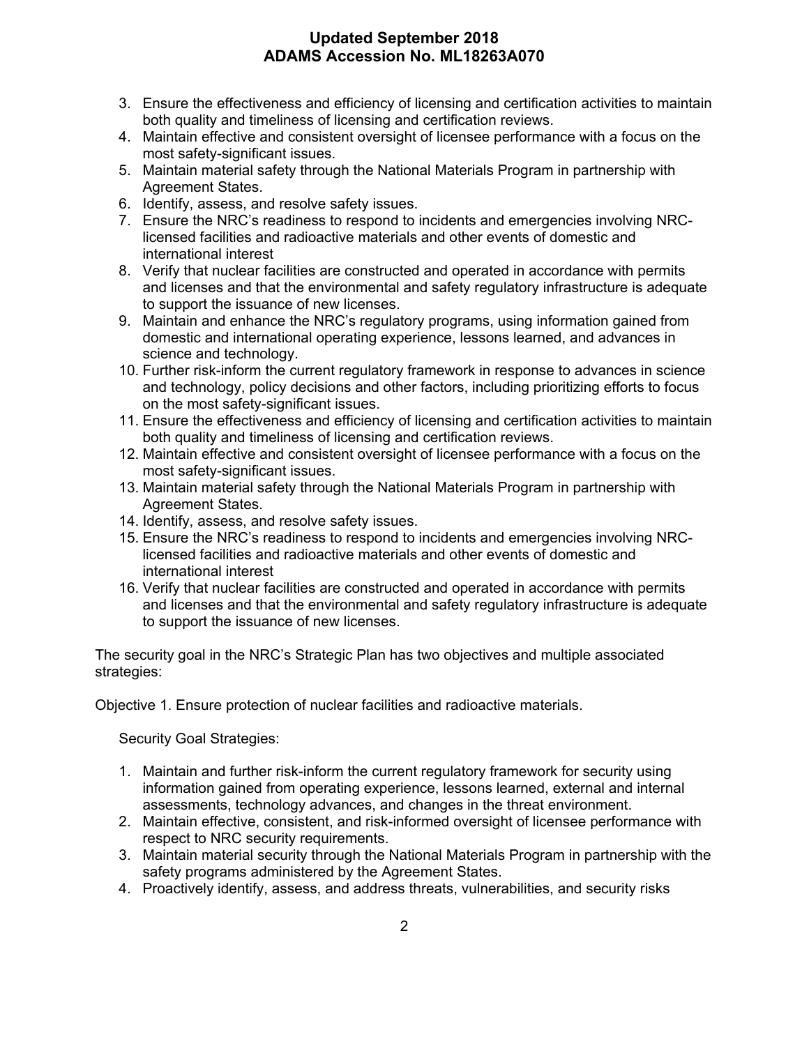3. Ensure the effectiveness and efficiency of licensing and certification activities to maintain both quality and timeliness of licensing and certification reviews.
4. Maintain effective and consistent oversight of licensee performance with a focus on the most safety-significant issues.
5. Maintain material safety through the National Materials Program in partnership with Agreement States.
6. Identify, assess, and resolve safety issues.
7. Ensure the NRC's readiness to respond to incidents and emergencies involving NRC-licensed facilities and radioactive materials and other events of domestic and international interest
8. Verify that nuclear facilities are constructed and operated in accordance with permits and licenses and that the environmental and safety regulatory infrastructure is adequate to support the issuance of new licenses.
9. Maintain and enhance the NRC's regulatory programs, using information gained from domestic and international operating experience, lessons learned, and advances in science and technology.
10. Further risk-inform the current regulatory framework in response to advances in science and technology, policy decisions and other factors, including prioritizing efforts to focus on the most safety-significant issues.
11. Ensure the effectiveness and efficiency of licensing and certification activities to maintain both quality and timeliness of licensing and certification reviews.
12. Maintain effective and consistent oversight of licensee performance with a focus on the most safety-significant issues.
13. Maintain material safety through the National Materials Program in partnership with Agreement States.
14. Identify, assess, and resolve safety issues.
15. Ensure the NRC's readiness to respond to incidents and emergencies involving NRC-licensed facilities and radioactive materials and other events of domestic and international interest
16. Verify that nuclear facilities are constructed and operated in accordance with permits and licenses and that the environmental and safety regulatory infrastructure is adequate to support the issuance of new licenses.

The security goal in the NRC's Strategic Plan has two objectives and multiple associated strategies:

Objective 1. Ensure protection of nuclear facilities and radioactive materials.

Security Goal Strategies:

1. Maintain and further risk-inform the current regulatory framework for security using information gained from operating experience, lessons learned, external and internal assessments, technology advances, and changes in the threat environment.
2. Maintain effective, consistent, and risk-informed oversight of licensee performance with respect to NRC security requirements.
3. Maintain material security through the National Materials Program in partnership with the safety programs administered by the Agreement States.
4. Proactively identify, assess, and address threats, vulnerabilities, and security risks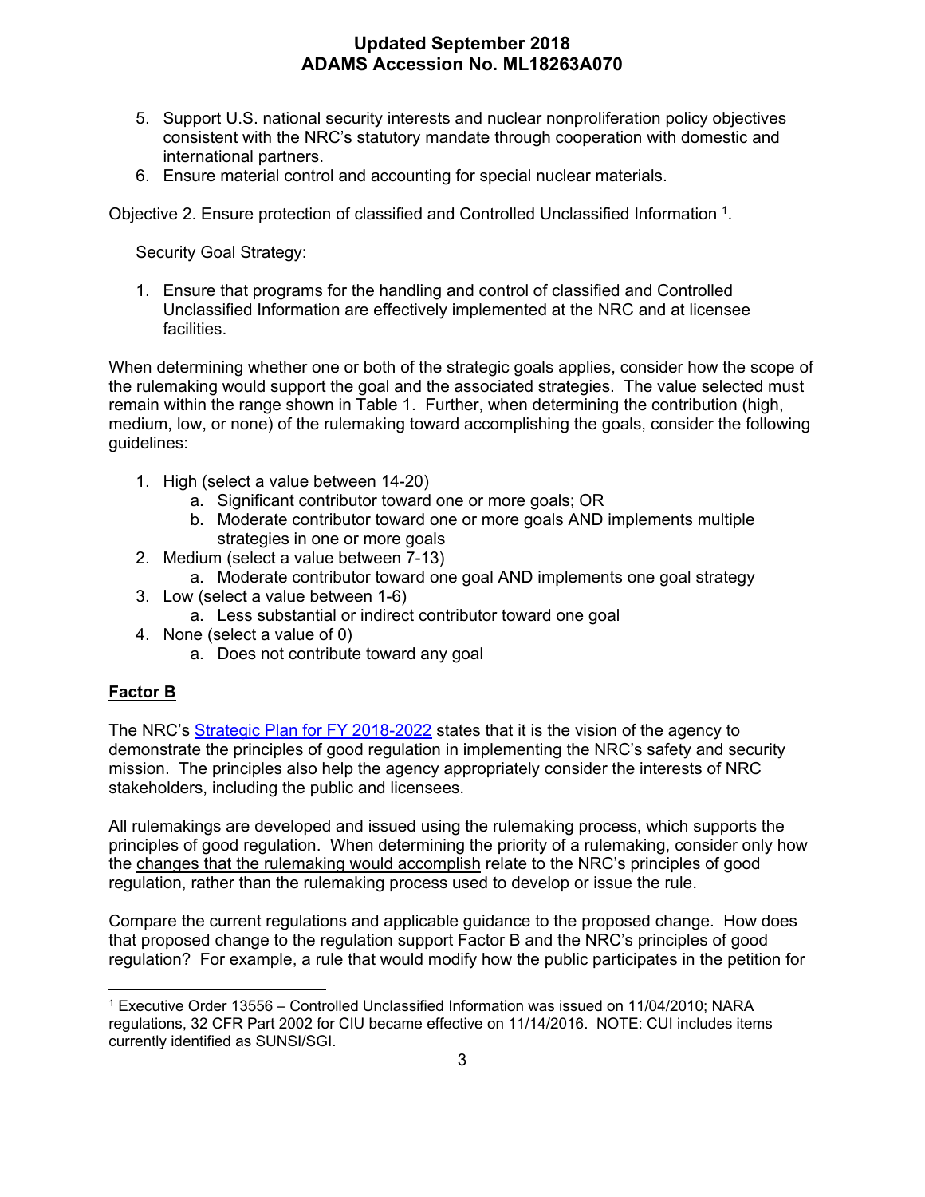5. Support U.S. national security interests and nuclear nonproliferation policy objectives consistent with the NRC's statutory mandate through cooperation with domestic and international partners.
6. Ensure material control and accounting for special nuclear materials.

Objective 2. Ensure protection of classified and Controlled Unclassified Information [1].

Security Goal Strategy:

1. Ensure that programs for the handling and control of classified and Controlled Unclassified Information are effectively implemented at the NRC and at licensee facilities.

When determining whether one or both of the strategic goals applies, consider how the scope of the rulemaking would support the goal and the associated strategies. The value selected must remain within the range shown in Table 1. Further, when determining the contribution (high, medium, low, or none) of the rulemaking toward accomplishing the goals, consider the following guidelines:

1. High (select a value between 14-20)
   a. Significant contributor toward one or more goals; OR
   b. Moderate contributor toward one or more goals AND implements multiple strategies in one or more goals
2. Medium (select a value between 7-13)
   a. Moderate contributor toward one goal AND implements one goal strategy
3. Low (select a value between 1-6)
   a. Less substantial or indirect contributor toward one goal
4. None (select a value of 0)
   a. Does not contribute toward any goal

## Factor B

The NRC's Strategic Plan for FY 2018-2022 states that it is the vision of the agency to demonstrate the principles of good regulation in implementing the NRC's safety and security mission. The principles also help the agency appropriately consider the interests of NRC stakeholders, including the public and licensees.

All rulemakings are developed and issued using the rulemaking process, which supports the principles of good regulation. When determining the priority of a rulemaking, consider only how the changes that the rulemaking would accomplish relate to the NRC's principles of good regulation, rather than the rulemaking process used to develop or issue the rule.

Compare the current regulations and applicable guidance to the proposed change. How does that proposed change to the regulation support Factor B and the NRC's principles of good regulation? For example, a rule that would modify how the public participates in the petition for

[1] Executive Order 13556 – Controlled Unclassified Information was issued on 11/04/2010; NARA regulations, 32 CFR Part 2002 for CIU became effective on 11/14/2016. NOTE: CUI includes items currently identified as SUNSI/SGI.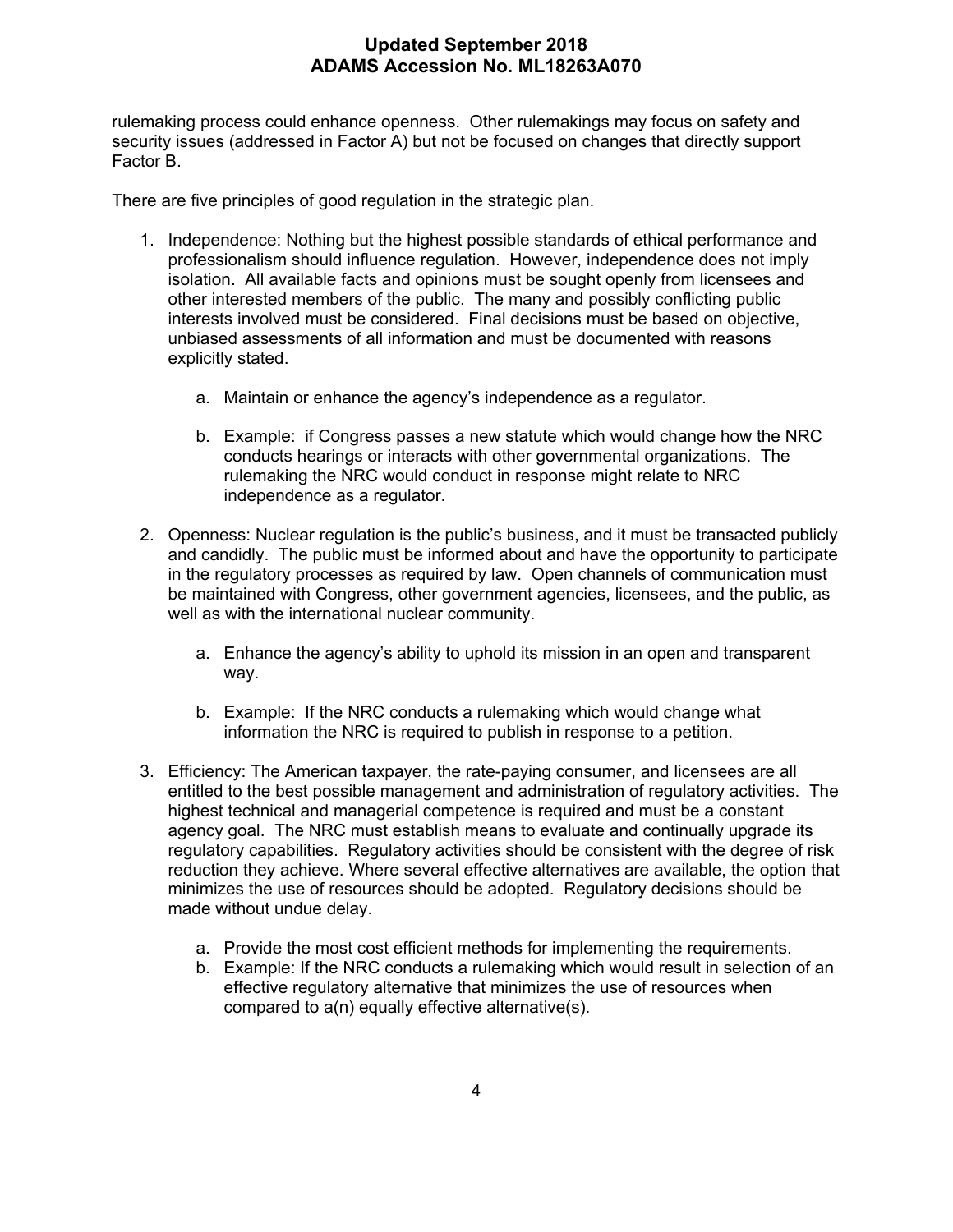rulemaking process could enhance openness. Other rulemakings may focus on safety and security issues (addressed in Factor A) but not be focused on changes that directly support Factor B.

There are five principles of good regulation in the strategic plan.

1. Independence: Nothing but the highest possible standards of ethical performance and professionalism should influence regulation. However, independence does not imply isolation. All available facts and opinions must be sought openly from licensees and other interested members of the public. The many and possibly conflicting public interests involved must be considered. Final decisions must be based on objective, unbiased assessments of all information and must be documented with reasons explicitly stated.

    a. Maintain or enhance the agency's independence as a regulator.

    b. Example: if Congress passes a new statute which would change how the NRC conducts hearings or interacts with other governmental organizations. The rulemaking the NRC would conduct in response might relate to NRC independence as a regulator.

2. Openness: Nuclear regulation is the public's business, and it must be transacted publicly and candidly. The public must be informed about and have the opportunity to participate in the regulatory processes as required by law. Open channels of communication must be maintained with Congress, other government agencies, licensees, and the public, as well as with the international nuclear community.

    a. Enhance the agency's ability to uphold its mission in an open and transparent way.

    b. Example: If the NRC conducts a rulemaking which would change what information the NRC is required to publish in response to a petition.

3. Efficiency: The American taxpayer, the rate-paying consumer, and licensees are all entitled to the best possible management and administration of regulatory activities. The highest technical and managerial competence is required and must be a constant agency goal. The NRC must establish means to evaluate and continually upgrade its regulatory capabilities. Regulatory activities should be consistent with the degree of risk reduction they achieve. Where several effective alternatives are available, the option that minimizes the use of resources should be adopted. Regulatory decisions should be made without undue delay.

    a. Provide the most cost efficient methods for implementing the requirements.
    b. Example: If the NRC conducts a rulemaking which would result in selection of an effective regulatory alternative that minimizes the use of resources when compared to a(n) equally effective alternative(s).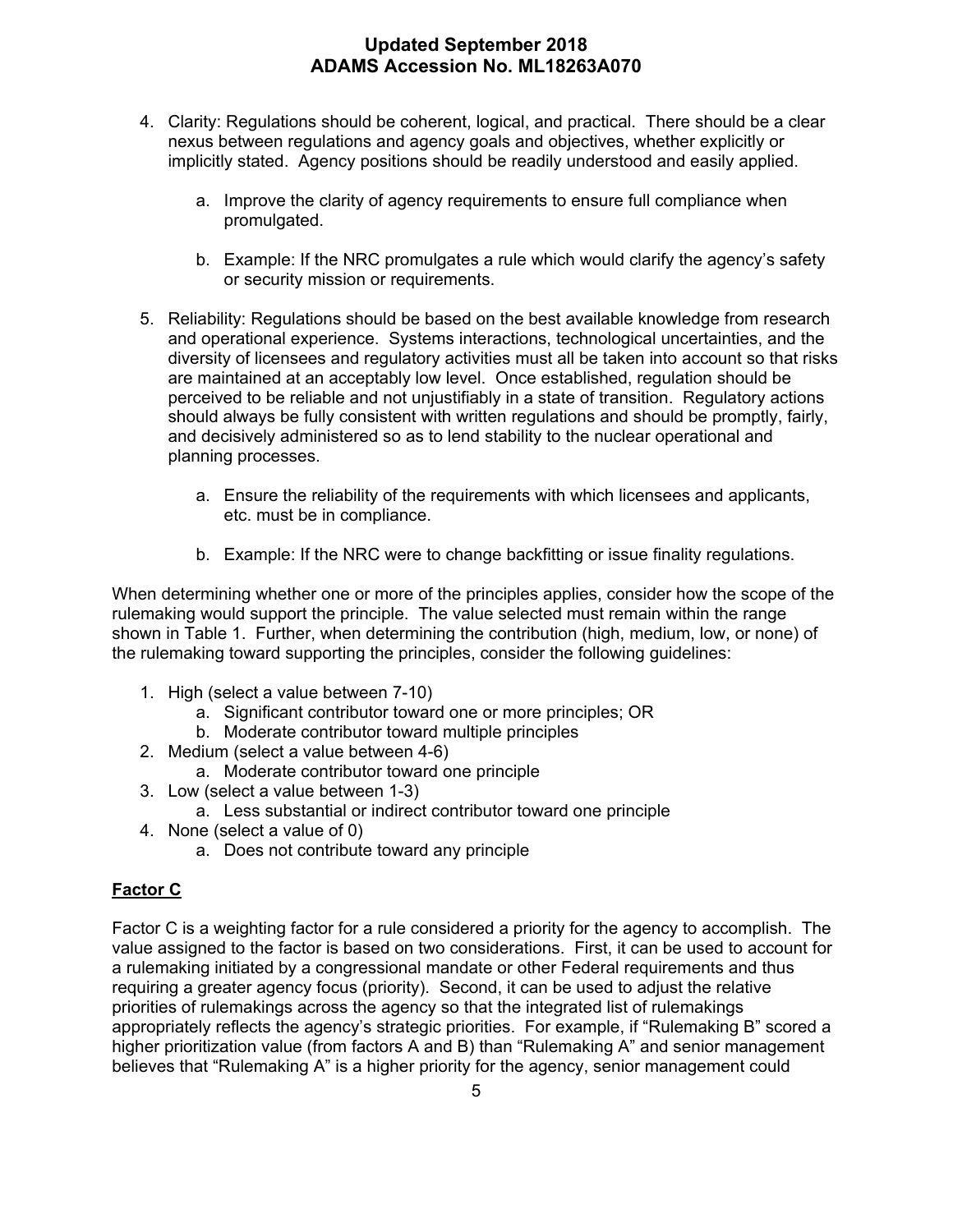4. Clarity: Regulations should be coherent, logical, and practical. There should be a clear nexus between regulations and agency goals and objectives, whether explicitly or implicitly stated. Agency positions should be readily understood and easily applied.

    a. Improve the clarity of agency requirements to ensure full compliance when promulgated.

    b. Example: If the NRC promulgates a rule which would clarify the agency's safety or security mission or requirements.

5. Reliability: Regulations should be based on the best available knowledge from research and operational experience. Systems interactions, technological uncertainties, and the diversity of licensees and regulatory activities must all be taken into account so that risks are maintained at an acceptably low level. Once established, regulation should be perceived to be reliable and not unjustifiably in a state of transition. Regulatory actions should always be fully consistent with written regulations and should be promptly, fairly, and decisively administered so as to lend stability to the nuclear operational and planning processes.

    a. Ensure the reliability of the requirements with which licensees and applicants, etc. must be in compliance.

    b. Example: If the NRC were to change backfitting or issue finality regulations.

When determining whether one or more of the principles applies, consider how the scope of the rulemaking would support the principle. The value selected must remain within the range shown in Table 1. Further, when determining the contribution (high, medium, low, or none) of the rulemaking toward supporting the principles, consider the following guidelines:

1. High (select a value between 7-10)
    a. Significant contributor toward one or more principles; OR
    b. Moderate contributor toward multiple principles
2. Medium (select a value between 4-6)
    a. Moderate contributor toward one principle
3. Low (select a value between 1-3)
    a. Less substantial or indirect contributor toward one principle
4. None (select a value of 0)
    a. Does not contribute toward any principle

**Factor C**

Factor C is a weighting factor for a rule considered a priority for the agency to accomplish. The value assigned to the factor is based on two considerations. First, it can be used to account for a rulemaking initiated by a congressional mandate or other Federal requirements and thus requiring a greater agency focus (priority). Second, it can be used to adjust the relative priorities of rulemakings across the agency so that the integrated list of rulemakings appropriately reflects the agency's strategic priorities. For example, if "Rulemaking B" scored a higher prioritization value (from factors A and B) than "Rulemaking A" and senior management believes that "Rulemaking A" is a higher priority for the agency, senior management could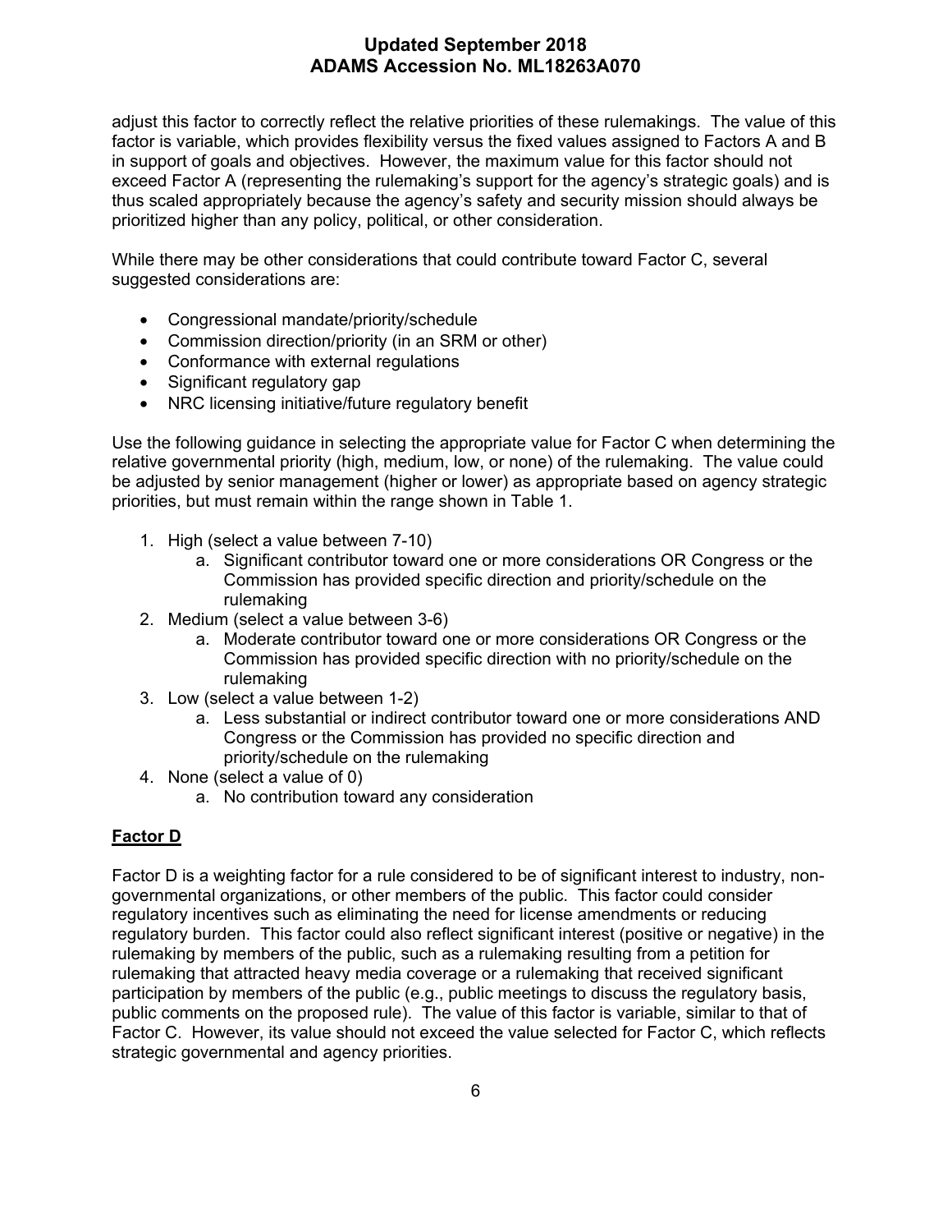adjust this factor to correctly reflect the relative priorities of these rulemakings. The value of this factor is variable, which provides flexibility versus the fixed values assigned to Factors A and B in support of goals and objectives. However, the maximum value for this factor should not exceed Factor A (representing the rulemaking's support for the agency's strategic goals) and is thus scaled appropriately because the agency's safety and security mission should always be prioritized higher than any policy, political, or other consideration.

While there may be other considerations that could contribute toward Factor C, several suggested considerations are:

- Congressional mandate/priority/schedule
- Commission direction/priority (in an SRM or other)
- Conformance with external regulations
- Significant regulatory gap
- NRC licensing initiative/future regulatory benefit

Use the following guidance in selecting the appropriate value for Factor C when determining the relative governmental priority (high, medium, low, or none) of the rulemaking. The value could be adjusted by senior management (higher or lower) as appropriate based on agency strategic priorities, but must remain within the range shown in Table 1.

1. High (select a value between 7-10)
    a. Significant contributor toward one or more considerations OR Congress or the Commission has provided specific direction and priority/schedule on the rulemaking
2. Medium (select a value between 3-6)
    a. Moderate contributor toward one or more considerations OR Congress or the Commission has provided specific direction with no priority/schedule on the rulemaking
3. Low (select a value between 1-2)
    a. Less substantial or indirect contributor toward one or more considerations AND Congress or the Commission has provided no specific direction and priority/schedule on the rulemaking
4. None (select a value of 0)
    a. No contribution toward any consideration

## Factor D

Factor D is a weighting factor for a rule considered to be of significant interest to industry, non-governmental organizations, or other members of the public. This factor could consider regulatory incentives such as eliminating the need for license amendments or reducing regulatory burden. This factor could also reflect significant interest (positive or negative) in the rulemaking by members of the public, such as a rulemaking resulting from a petition for rulemaking that attracted heavy media coverage or a rulemaking that received significant participation by members of the public (e.g., public meetings to discuss the regulatory basis, public comments on the proposed rule). The value of this factor is variable, similar to that of Factor C. However, its value should not exceed the value selected for Factor C, which reflects strategic governmental and agency priorities.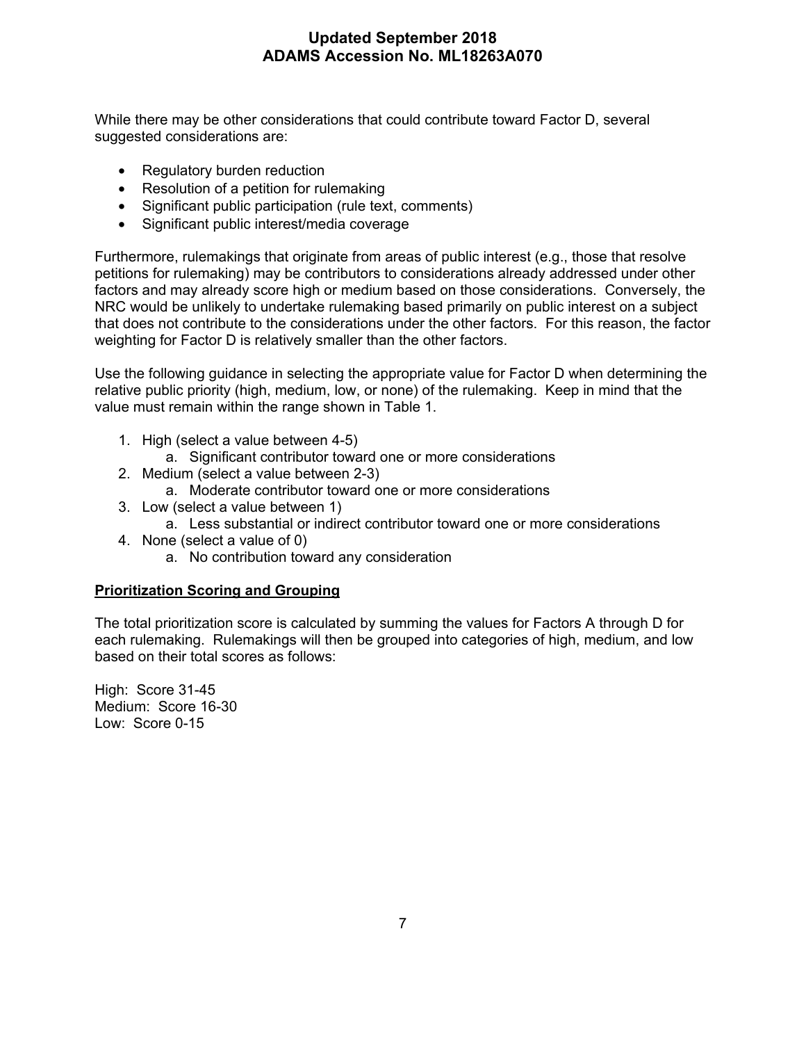While there may be other considerations that could contribute toward Factor D, several suggested considerations are:

- Regulatory burden reduction
- Resolution of a petition for rulemaking
- Significant public participation (rule text, comments)
- Significant public interest/media coverage

Furthermore, rulemakings that originate from areas of public interest (e.g., those that resolve petitions for rulemaking) may be contributors to considerations already addressed under other factors and may already score high or medium based on those considerations. Conversely, the NRC would be unlikely to undertake rulemaking based primarily on public interest on a subject that does not contribute to the considerations under the other factors. For this reason, the factor weighting for Factor D is relatively smaller than the other factors.

Use the following guidance in selecting the appropriate value for Factor D when determining the relative public priority (high, medium, low, or none) of the rulemaking. Keep in mind that the value must remain within the range shown in Table 1.

1. High (select a value between 4-5)
   a. Significant contributor toward one or more considerations
2. Medium (select a value between 2-3)
   a. Moderate contributor toward one or more considerations
3. Low (select a value between 1)
   a. Less substantial or indirect contributor toward one or more considerations
4. None (select a value of 0)
   a. No contribution toward any consideration

**Prioritization Scoring and Grouping**

The total prioritization score is calculated by summing the values for Factors A through D for each rulemaking. Rulemakings will then be grouped into categories of high, medium, and low based on their total scores as follows:

High: Score 31-45
Medium: Score 16-30
Low: Score 0-15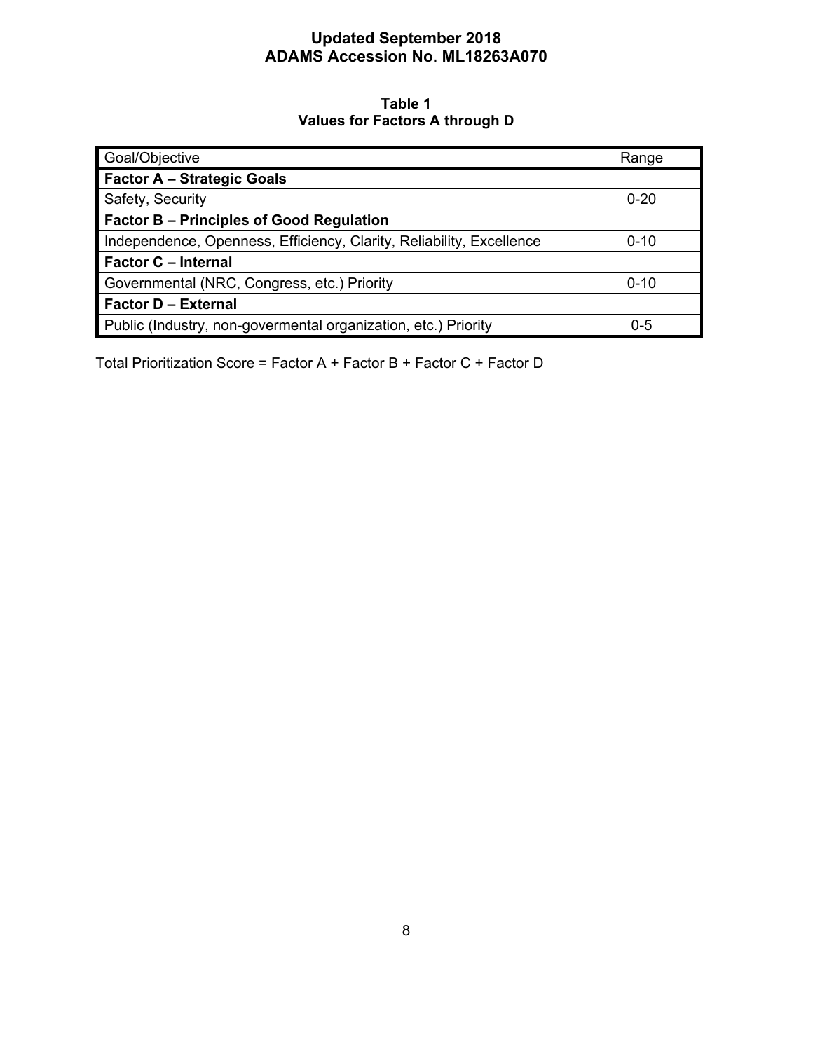**Table 1**
**Values for Factors A through D**

| Goal/Objective | Range |
| --- | --- |
| **Factor A – Strategic Goals** | |
| Safety, Security | 0-20 |
| **Factor B – Principles of Good Regulation** | |
| Independence, Openness, Efficiency, Clarity, Reliability, Excellence | 0-10 |
| **Factor C – Internal** | |
| Governmental (NRC, Congress, etc.) Priority | 0-10 |
| **Factor D – External** | |
| Public (Industry, non-govermental organization, etc.) Priority | 0-5 |

Total Prioritization Score = Factor A + Factor B + Factor C + Factor D